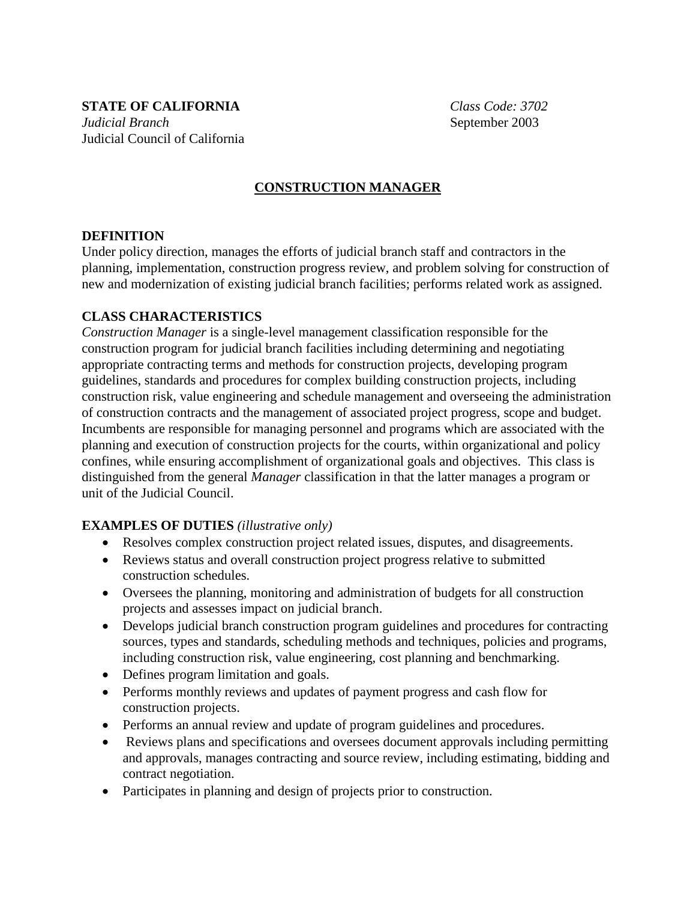**STATE OF CALIFORNIA** *Class Code: 3702*
*Judicial Branch* September 2003
Judicial Council of California

# CONSTRUCTION MANAGER

## DEFINITION

Under policy direction, manages the efforts of judicial branch staff and contractors in the planning, implementation, construction progress review, and problem solving for construction of new and modernization of existing judicial branch facilities; performs related work as assigned.

## CLASS CHARACTERISTICS

*Construction Manager* is a single-level management classification responsible for the construction program for judicial branch facilities including determining and negotiating appropriate contracting terms and methods for construction projects, developing program guidelines, standards and procedures for complex building construction projects, including construction risk, value engineering and schedule management and overseeing the administration of construction contracts and the management of associated project progress, scope and budget. Incumbents are responsible for managing personnel and programs which are associated with the planning and execution of construction projects for the courts, within organizational and policy confines, while ensuring accomplishment of organizational goals and objectives. This class is distinguished from the general *Manager* classification in that the latter manages a program or unit of the Judicial Council.

## EXAMPLES OF DUTIES *(illustrative only)*

- Resolves complex construction project related issues, disputes, and disagreements.
- Reviews status and overall construction project progress relative to submitted construction schedules.
- Oversees the planning, monitoring and administration of budgets for all construction projects and assesses impact on judicial branch.
- Develops judicial branch construction program guidelines and procedures for contracting sources, types and standards, scheduling methods and techniques, policies and programs, including construction risk, value engineering, cost planning and benchmarking.
- Defines program limitation and goals.
- Performs monthly reviews and updates of payment progress and cash flow for construction projects.
- Performs an annual review and update of program guidelines and procedures.
- Reviews plans and specifications and oversees document approvals including permitting and approvals, manages contracting and source review, including estimating, bidding and contract negotiation.
- Participates in planning and design of projects prior to construction.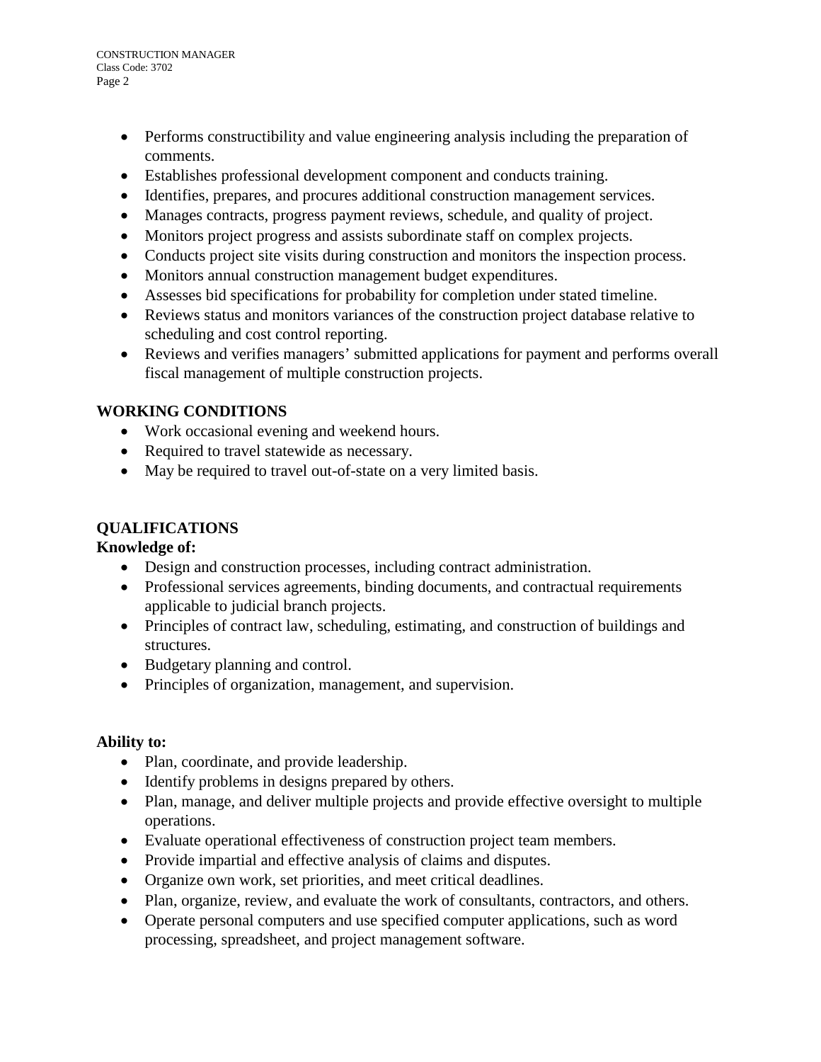- Performs constructibility and value engineering analysis including the preparation of comments.
- Establishes professional development component and conducts training.
- Identifies, prepares, and procures additional construction management services.
- Manages contracts, progress payment reviews, schedule, and quality of project.
- Monitors project progress and assists subordinate staff on complex projects.
- Conducts project site visits during construction and monitors the inspection process.
- Monitors annual construction management budget expenditures.
- Assesses bid specifications for probability for completion under stated timeline.
- Reviews status and monitors variances of the construction project database relative to scheduling and cost control reporting.
- Reviews and verifies managers' submitted applications for payment and performs overall fiscal management of multiple construction projects.

## WORKING CONDITIONS

- Work occasional evening and weekend hours.
- Required to travel statewide as necessary.
- May be required to travel out-of-state on a very limited basis.

## QUALIFICATIONS

**Knowledge of:**

- Design and construction processes, including contract administration.
- Professional services agreements, binding documents, and contractual requirements applicable to judicial branch projects.
- Principles of contract law, scheduling, estimating, and construction of buildings and structures.
- Budgetary planning and control.
- Principles of organization, management, and supervision.

**Ability to:**

- Plan, coordinate, and provide leadership.
- Identify problems in designs prepared by others.
- Plan, manage, and deliver multiple projects and provide effective oversight to multiple operations.
- Evaluate operational effectiveness of construction project team members.
- Provide impartial and effective analysis of claims and disputes.
- Organize own work, set priorities, and meet critical deadlines.
- Plan, organize, review, and evaluate the work of consultants, contractors, and others.
- Operate personal computers and use specified computer applications, such as word processing, spreadsheet, and project management software.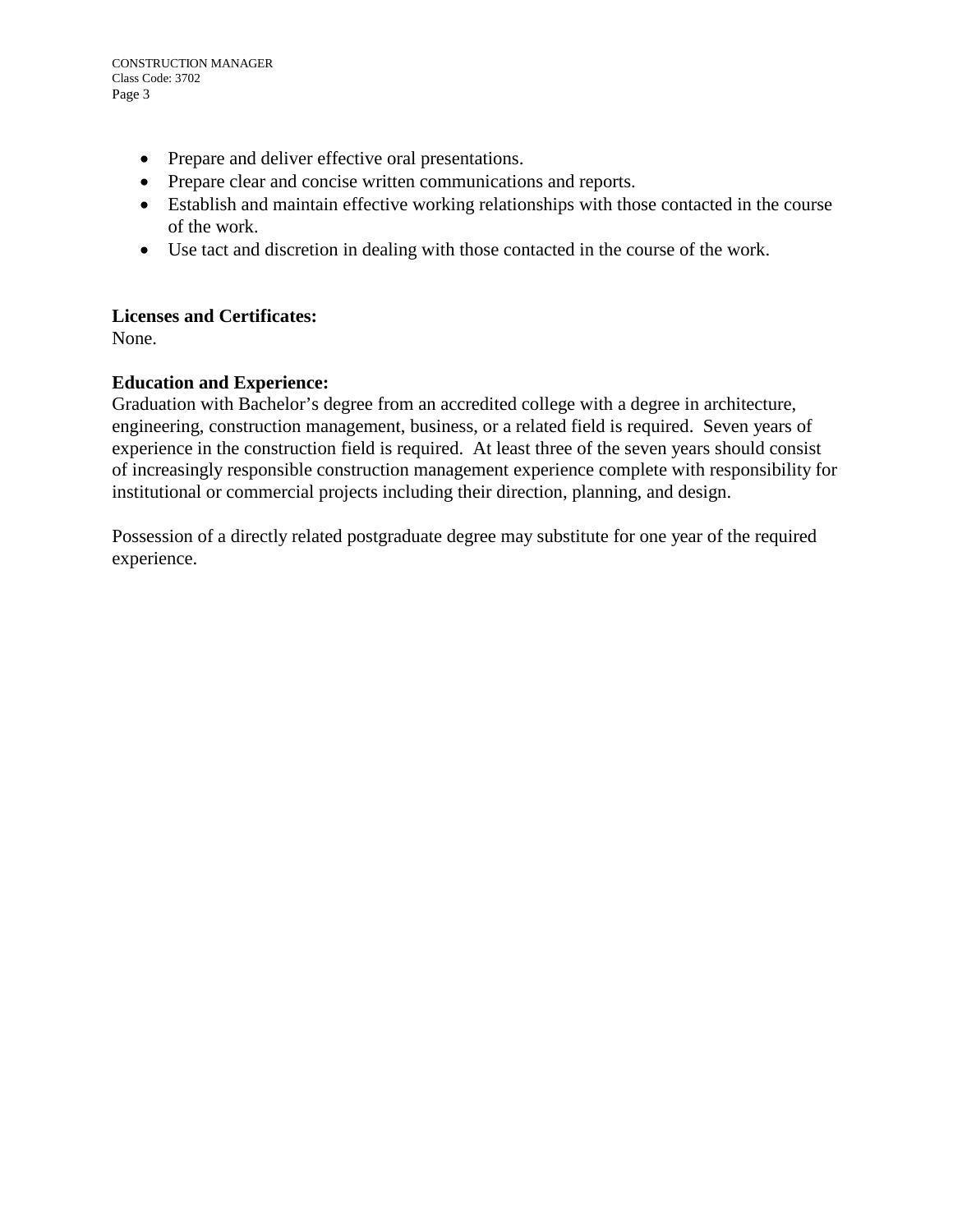- Prepare and deliver effective oral presentations.
- Prepare clear and concise written communications and reports.
- Establish and maintain effective working relationships with those contacted in the course of the work.
- Use tact and discretion in dealing with those contacted in the course of the work.

**Licenses and Certificates:**
None.

**Education and Experience:**
Graduation with Bachelor's degree from an accredited college with a degree in architecture, engineering, construction management, business, or a related field is required. Seven years of experience in the construction field is required. At least three of the seven years should consist of increasingly responsible construction management experience complete with responsibility for institutional or commercial projects including their direction, planning, and design.

Possession of a directly related postgraduate degree may substitute for one year of the required experience.